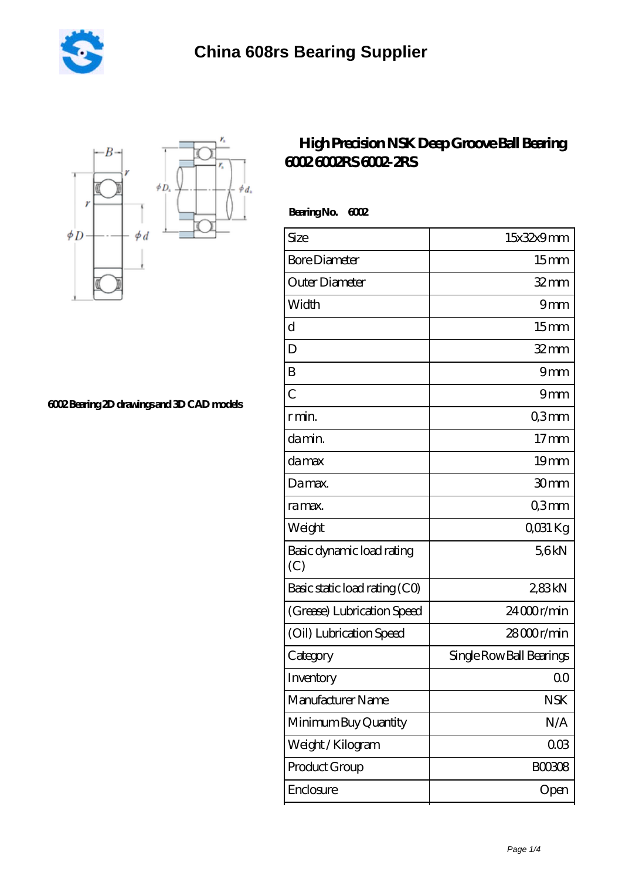# China 608rs Bearing Supplier

6002 Bearing 2D drawings and 3D CAD models

## High Precision NSK Deep Groove Ball Bearing 6002 6002RS 6002-2RS

**Bearing No.** 6002

| Size | 15x32x9 mm |
|---|---|
| Bore Diameter | 15 mm |
| Outer Diameter | 32 mm |
| Width | 9 mm |
| d | 15 mm |
| D | 32 mm |
| B | 9 mm |
| C | 9 mm |
| r min. | 0,3 mm |
| da min. | 17 mm |
| da max | 19 mm |
| Da max. | 30 mm |
| ra max. | 0,3 mm |
| Weight | 0,031 Kg |
| Basic dynamic load rating (C) | 5,6 kN |
| Basic static load rating (C0) | 2,83 kN |
| (Grease) Lubrication Speed | 24 000 r/min |
| (Oil) Lubrication Speed | 28 000 r/min |
| Category | Single Row Ball Bearings |
| Inventory | 0.0 |
| Manufacturer Name | NSK |
| Minimum Buy Quantity | N/A |
| Weight / Kilogram | 0.03 |
| Product Group | B00308 |
| Enclosure | Open |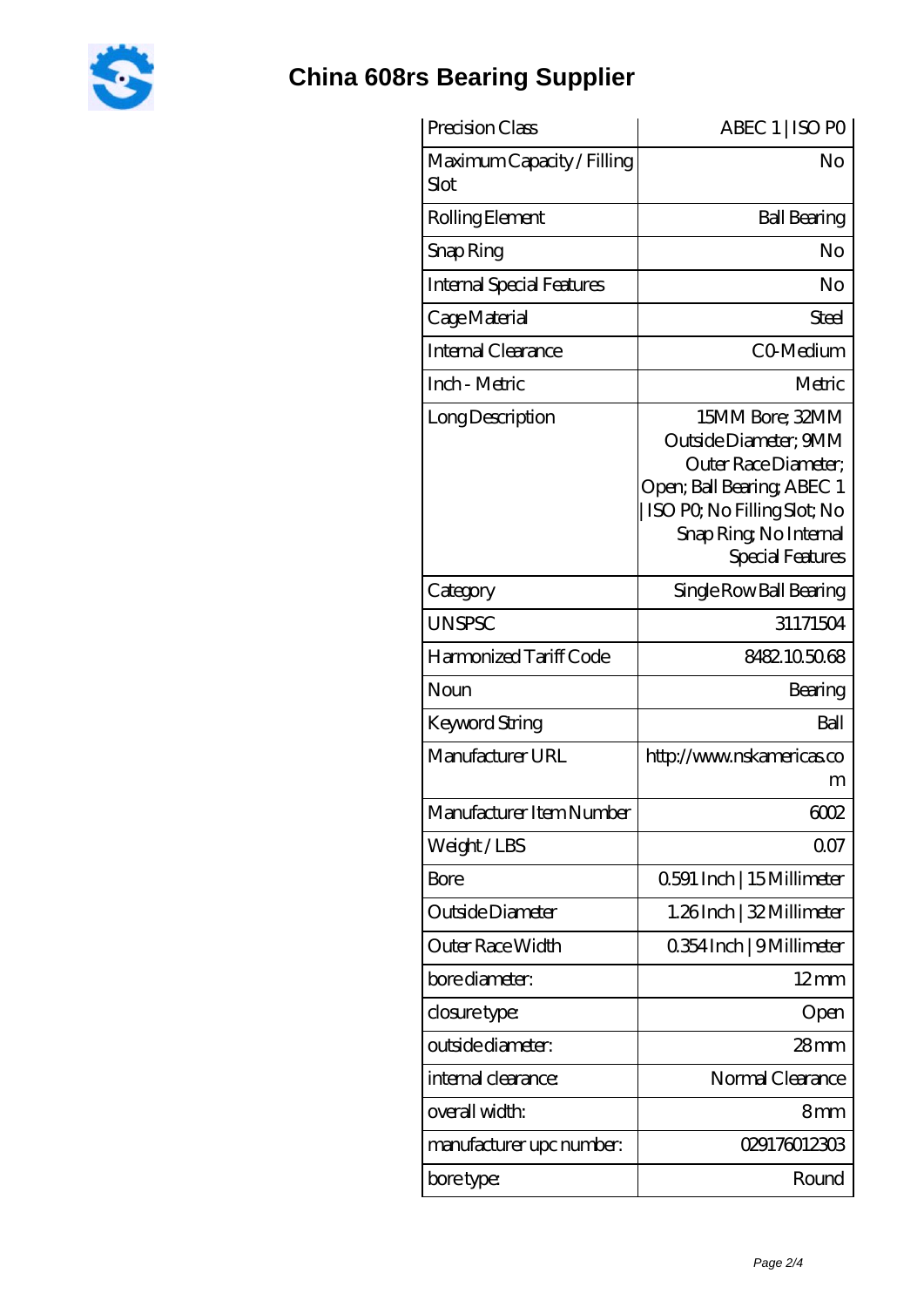# China 608rs Bearing Supplier

| Precision Class | ABEC 1 \| ISO P0 |
|---|---|
| Maximum Capacity / Filling Slot | No |
| Rolling Element | Ball Bearing |
| Snap Ring | No |
| Internal Special Features | No |
| Cage Material | Steel |
| Internal Clearance | C0-Medium |
| Inch - Metric | Metric |
| Long Description | 15MM Bore; 32MM Outside Diameter; 9MM Outer Race Diameter; Open; Ball Bearing; ABEC 1 \| ISO P0; No Filling Slot; No Snap Ring; No Internal Special Features |
| Category | Single Row Ball Bearing |
| UNSPSC | 31171504 |
| Harmonized Tariff Code | 8482.10.50.68 |
| Noun | Bearing |
| Keyword String | Ball |
| Manufacturer URL | http://www.nskamericas.com |
| Manufacturer Item Number | 6002 |
| Weight / LBS | 0.07 |
| Bore | 0.591 Inch \| 15 Millimeter |
| Outside Diameter | 1.26 Inch \| 32 Millimeter |
| Outer Race Width | 0.354 Inch \| 9 Millimeter |
| bore diameter: | 12 mm |
| closure type: | Open |
| outside diameter: | 28 mm |
| internal clearance: | Normal Clearance |
| overall width: | 8 mm |
| manufacturer upc number: | 029176012303 |
| bore type: | Round |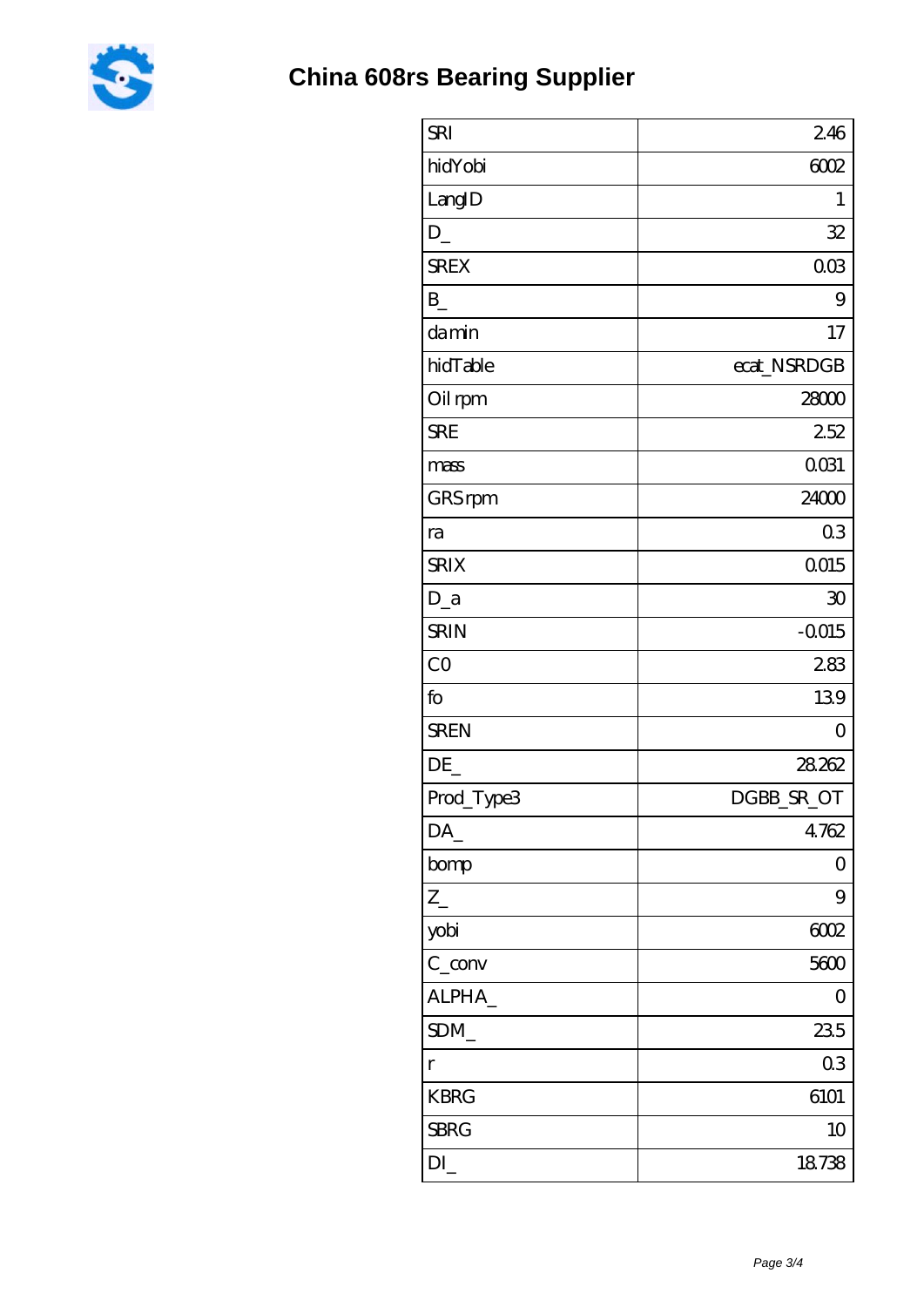| SRI | 2.46 |
|---|---|
| hidYobi | 6002 |
| LangID | 1 |
| D_ | 32 |
| SREX | 0.03 |
| B_ | 9 |
| da min | 17 |
| hidTable | ecat_NSRDGB |
| Oil rpm | 28000 |
| SRE | 2.52 |
| mass | 0.031 |
| GRS rpm | 24000 |
| ra | 0.3 |
| SRIX | 0.015 |
| D_a | 30 |
| SRIN | -0.015 |
| C0 | 2.83 |
| fo | 13.9 |
| SREN | 0 |
| DE_ | 28.262 |
| Prod_Type3 | DGBB_SR_OT |
| DA_ | 4.762 |
| bomp | 0 |
| Z_ | 9 |
| yobi | 6002 |
| C_conv | 5600 |
| ALPHA_ | 0 |
| SDM_ | 23.5 |
| r | 0.3 |
| KBRG | 6101 |
| SBRG | 10 |
| DI_ | 18.738 |